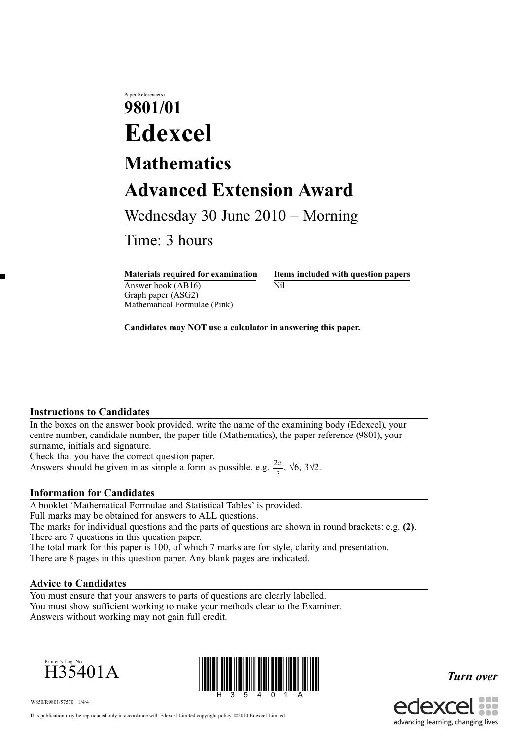Paper Reference(s)

# 9801/01

# Edexcel

## Mathematics

## Advanced Extension Award

Wednesday 30 June 2010 – Morning

Time: 3 hours

| **Materials required for examination** | **Items included with question papers** |
| --- | --- |
| Answer book (AB16) | Nil |
| Graph paper (ASG2) | |
| Mathematical Formulae (Pink) | |

**Candidates may NOT use a calculator in answering this paper.**

### Instructions to Candidates

In the boxes on the answer book provided, write the name of the examining body (Edexcel), your centre number, candidate number, the paper title (Mathematics), the paper reference (9801), your surname, initials and signature.
Check that you have the correct question paper.
Answers should be given in as simple a form as possible. e.g. $\frac{2\pi}{3}$, $\sqrt{6}$, $3\sqrt{2}$.

### Information for Candidates

A booklet 'Mathematical Formulae and Statistical Tables' is provided.
Full marks may be obtained for answers to ALL questions.
The marks for individual questions and the parts of questions are shown in round brackets: e.g. **(2)**.
There are 7 questions in this question paper.
The total mark for this paper is 100, of which 7 marks are for style, clarity and presentation.
There are 8 pages in this question paper. Any blank pages are indicated.

### Advice to Candidates

You must ensure that your answers to parts of questions are clearly labelled.
You must show sufficient working to make your methods clear to the Examiner.
Answers without working may not gain full credit.

Printer's Log. No.
H35401A

W850/R9801/57570 1/4/4

*Turn over*

This publication may be reproduced only in accordance with Edexcel Limited copyright policy. ©2010 Edexcel Limited.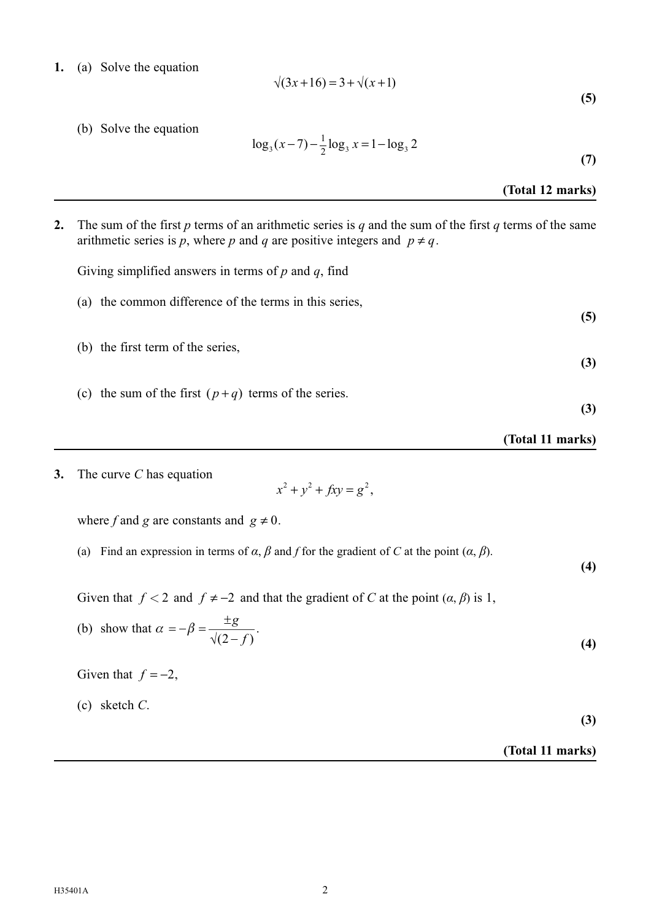**1.** (a) Solve the equation

$$\sqrt{(3x+16)} = 3 + \sqrt{(x+1)}$$

**(5)**

(b) Solve the equation

$$\log_3(x-7) - \tfrac{1}{2}\log_3 x = 1 - \log_3 2$$

**(7)**

**(Total 12 marks)**

---

**2.** The sum of the first $p$ terms of an arithmetic series is $q$ and the sum of the first $q$ terms of the same arithmetic series is $p$, where $p$ and $q$ are positive integers and $p \neq q$.

Giving simplified answers in terms of $p$ and $q$, find

(a) the common difference of the terms in this series,

**(5)**

(b) the first term of the series,

**(3)**

(c) the sum of the first $(p+q)$ terms of the series.

**(3)**

**(Total 11 marks)**

---

**3.** The curve $C$ has equation

$$x^2 + y^2 + fxy = g^2,$$

where $f$ and $g$ are constants and $g \neq 0$.

(a) Find an expression in terms of $\alpha$, $\beta$ and $f$ for the gradient of $C$ at the point $(\alpha, \beta)$.

**(4)**

Given that $f < 2$ and $f \neq -2$ and that the gradient of $C$ at the point $(\alpha, \beta)$ is 1,

(b) show that $\alpha = -\beta = \dfrac{\pm g}{\sqrt{(2-f)}}$.

**(4)**

Given that $f = -2$,

(c) sketch $C$.

**(3)**

**(Total 11 marks)**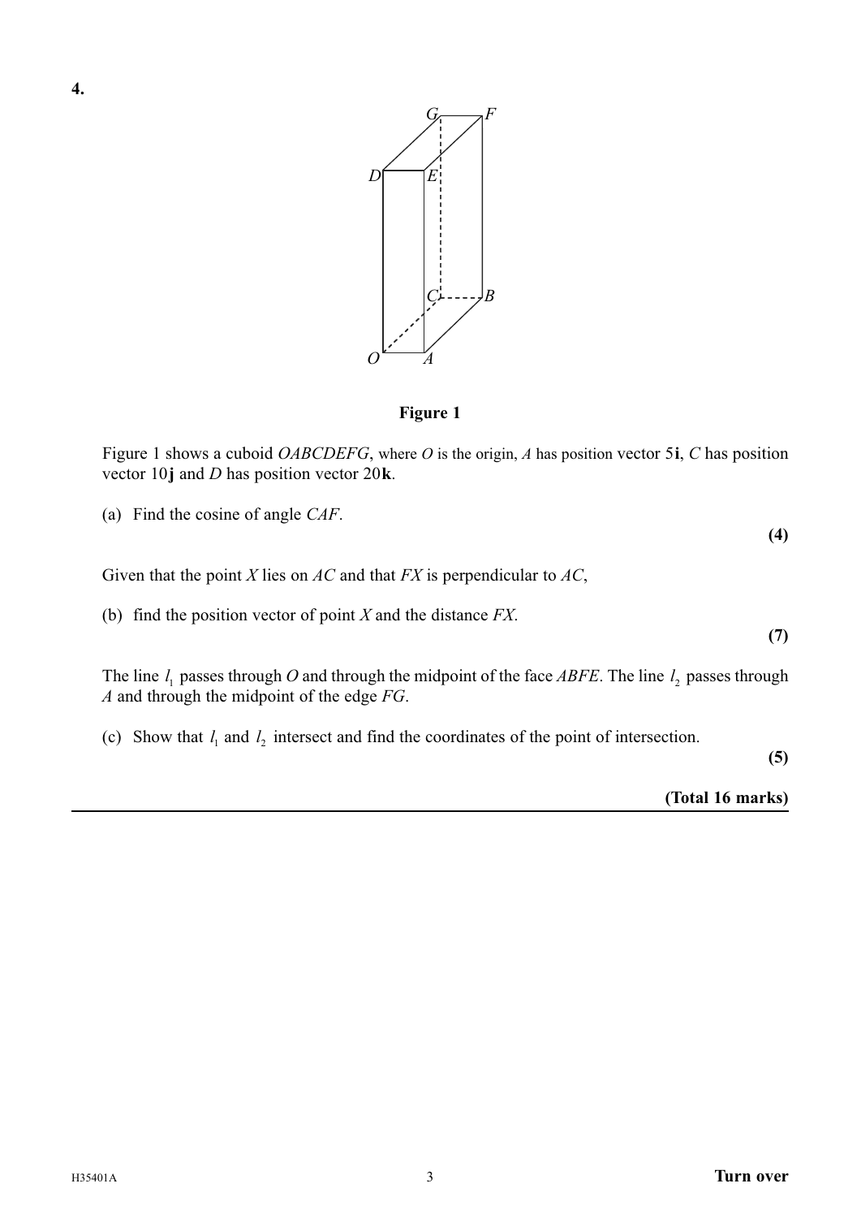**4.**

**Figure 1**

Figure 1 shows a cuboid *OABCDEFG*, where *O* is the origin, *A* has position vector $5\mathbf{i}$, *C* has position vector $10\mathbf{j}$ and *D* has position vector $20\mathbf{k}$.

(a) Find the cosine of angle *CAF*.

**(4)**

Given that the point *X* lies on *AC* and that *FX* is perpendicular to *AC*,

(b) find the position vector of point *X* and the distance *FX*.

**(7)**

The line $l_1$ passes through *O* and through the midpoint of the face *ABFE*. The line $l_2$ passes through *A* and through the midpoint of the edge *FG*.

(c) Show that $l_1$ and $l_2$ intersect and find the coordinates of the point of intersection.

**(5)**

**(Total 16 marks)**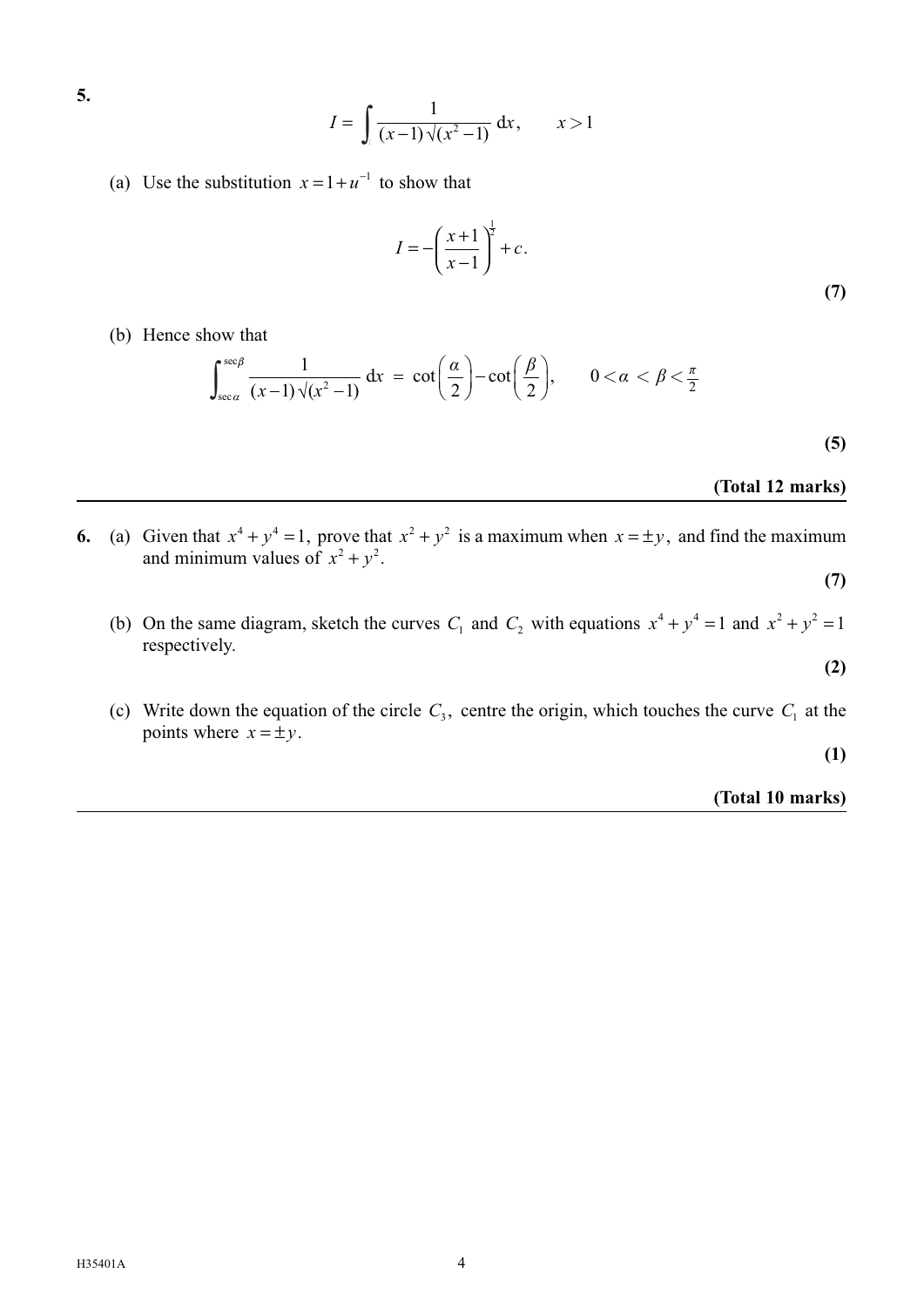**5.**

$$I = \int \frac{1}{(x-1)\sqrt{(x^2-1)}}\,\mathrm{d}x, \qquad x > 1$$

(a) Use the substitution $x = 1 + u^{-1}$ to show that

$$I = -\left(\frac{x+1}{x-1}\right)^{\frac{1}{2}} + c.$$

**(7)**

(b) Hence show that

$$\int_{\sec\alpha}^{\sec\beta} \frac{1}{(x-1)\sqrt{(x^2-1)}}\,\mathrm{d}x = \cot\left(\frac{\alpha}{2}\right) - \cot\left(\frac{\beta}{2}\right), \qquad 0 < \alpha < \beta < \tfrac{\pi}{2}$$

**(5)**

**(Total 12 marks)**

---

**6.** (a) Given that $x^4 + y^4 = 1$, prove that $x^2 + y^2$ is a maximum when $x = \pm y$, and find the maximum and minimum values of $x^2 + y^2$.

**(7)**

(b) On the same diagram, sketch the curves $C_1$ and $C_2$ with equations $x^4 + y^4 = 1$ and $x^2 + y^2 = 1$ respectively.

**(2)**

(c) Write down the equation of the circle $C_3$, centre the origin, which touches the curve $C_1$ at the points where $x = \pm y$.

**(1)**

**(Total 10 marks)**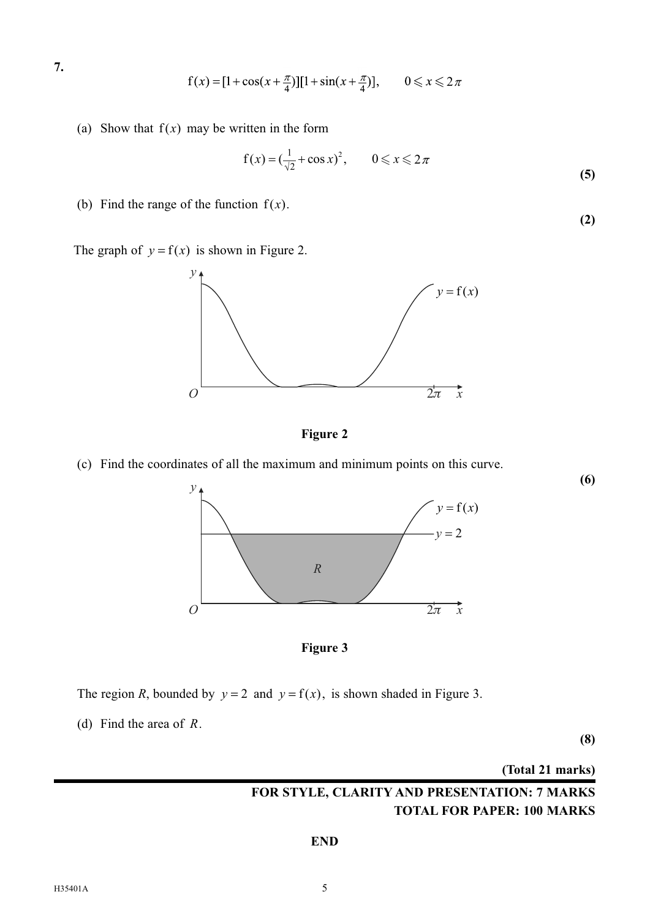**7.**

$$\text{f}(x) = [1 + \cos(x + \tfrac{\pi}{4})][1 + \sin(x + \tfrac{\pi}{4})], \qquad 0 \leqslant x \leqslant 2\pi$$

(a) Show that $\text{f}(x)$ may be written in the form

$$\text{f}(x) = (\tfrac{1}{\sqrt{2}} + \cos x)^2, \qquad 0 \leqslant x \leqslant 2\pi$$

**(5)**

(b) Find the range of the function $\text{f}(x)$.

**(2)**

The graph of $y = \text{f}(x)$ is shown in Figure 2.

**Figure 2**

(c) Find the coordinates of all the maximum and minimum points on this curve.

**(6)**

**Figure 3**

The region $R$, bounded by $y = 2$ and $y = \text{f}(x)$, is shown shaded in Figure 3.

(d) Find the area of $R$.

**(8)**

**(Total 21 marks)**

**FOR STYLE, CLARITY AND PRESENTATION: 7 MARKS**

**TOTAL FOR PAPER: 100 MARKS**

**END**